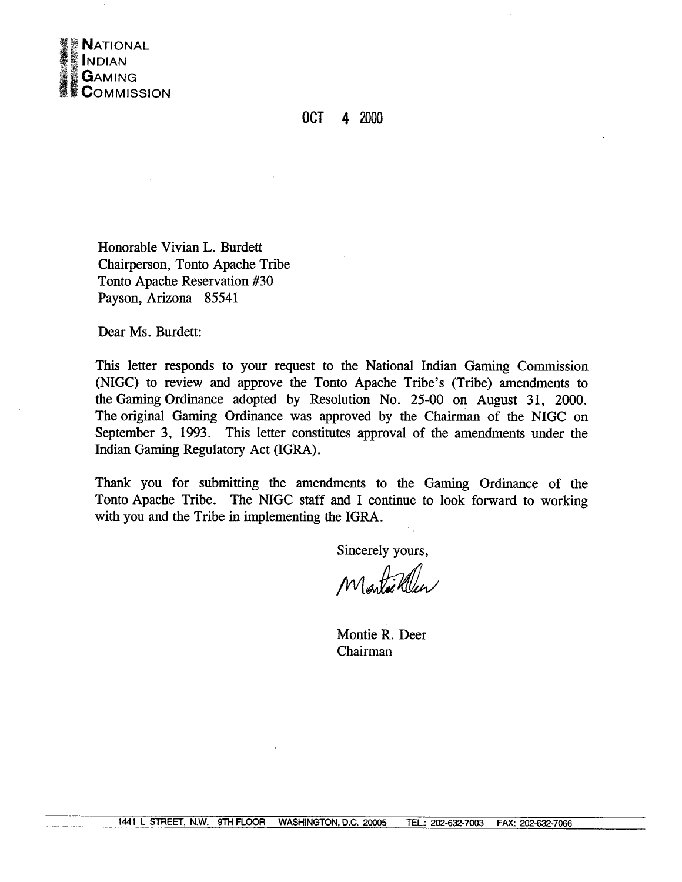**NATIONAL INDIAN GAMING COMMISSION**

OCT 4 2000

Honorable Vivian L. Burdett
Chairperson, Tonto Apache Tribe
Tonto Apache Reservation #30
Payson, Arizona 85541

Dear Ms. Burdett:

This letter responds to your request to the National Indian Gaming Commission (NIGC) to review and approve the Tonto Apache Tribe's (Tribe) amendments to the Gaming Ordinance adopted by Resolution No. 25-00 on August 31, 2000. The original Gaming Ordinance was approved by the Chairman of the NIGC on September 3, 1993. This letter constitutes approval of the amendments under the Indian Gaming Regulatory Act (IGRA).

Thank you for submitting the amendments to the Gaming Ordinance of the Tonto Apache Tribe. The NIGC staff and I continue to look forward to working with you and the Tribe in implementing the IGRA.

Sincerely yours,

Montie R. Deer
Chairman

1441 L STREET, N.W. 9TH FLOOR WASHINGTON, D.C. 20005 TEL.: 202-632-7003 FAX: 202-632-7066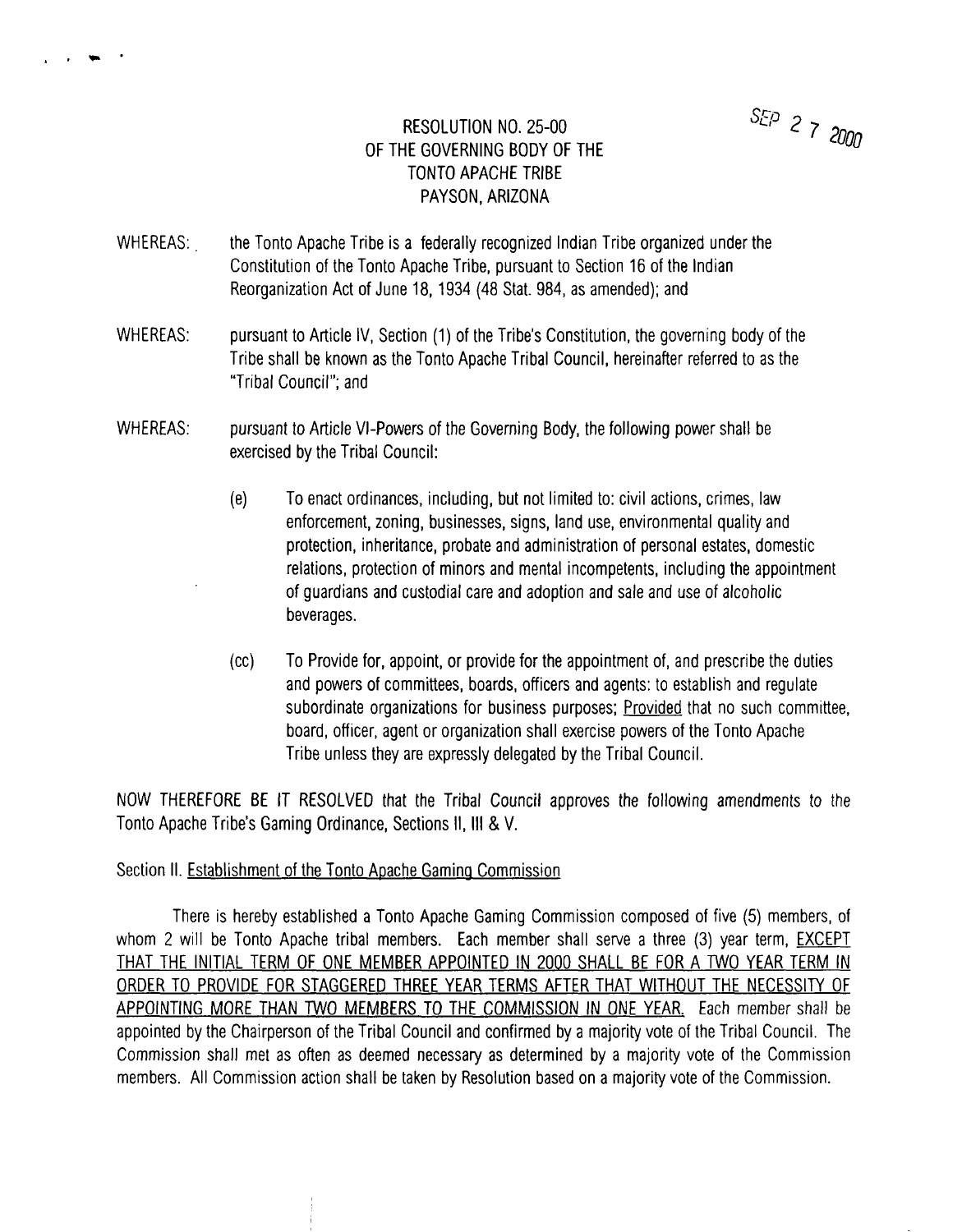SEP 2 7 2000

# RESOLUTION NO. 25-00
## OF THE GOVERNING BODY OF THE
## TONTO APACHE TRIBE
## PAYSON, ARIZONA

WHEREAS: the Tonto Apache Tribe is a federally recognized Indian Tribe organized under the Constitution of the Tonto Apache Tribe, pursuant to Section 16 of the Indian Reorganization Act of June 18, 1934 (48 Stat. 984, as amended); and

WHEREAS: pursuant to Article IV, Section (1) of the Tribe's Constitution, the governing body of the Tribe shall be known as the Tonto Apache Tribal Council, hereinafter referred to as the "Tribal Council"; and

WHEREAS: pursuant to Article VI-Powers of the Governing Body, the following power shall be exercised by the Tribal Council:

(e) To enact ordinances, including, but not limited to: civil actions, crimes, law enforcement, zoning, businesses, signs, land use, environmental quality and protection, inheritance, probate and administration of personal estates, domestic relations, protection of minors and mental incompetents, including the appointment of guardians and custodial care and adoption and sale and use of alcoholic beverages.

(cc) To Provide for, appoint, or provide for the appointment of, and prescribe the duties and powers of committees, boards, officers and agents: to establish and regulate subordinate organizations for business purposes; Provided that no such committee, board, officer, agent or organization shall exercise powers of the Tonto Apache Tribe unless they are expressly delegated by the Tribal Council.

NOW THEREFORE BE IT RESOLVED that the Tribal Council approves the following amendments to the Tonto Apache Tribe's Gaming Ordinance, Sections II, III & V.

Section II. Establishment of the Tonto Apache Gaming Commission

There is hereby established a Tonto Apache Gaming Commission composed of five (5) members, of whom 2 will be Tonto Apache tribal members. Each member shall serve a three (3) year term, EXCEPT THAT THE INITIAL TERM OF ONE MEMBER APPOINTED IN 2000 SHALL BE FOR A TWO YEAR TERM IN ORDER TO PROVIDE FOR STAGGERED THREE YEAR TERMS AFTER THAT WITHOUT THE NECESSITY OF APPOINTING MORE THAN TWO MEMBERS TO THE COMMISSION IN ONE YEAR. Each member shall be appointed by the Chairperson of the Tribal Council and confirmed by a majority vote of the Tribal Council. The Commission shall met as often as deemed necessary as determined by a majority vote of the Commission members. All Commission action shall be taken by Resolution based on a majority vote of the Commission.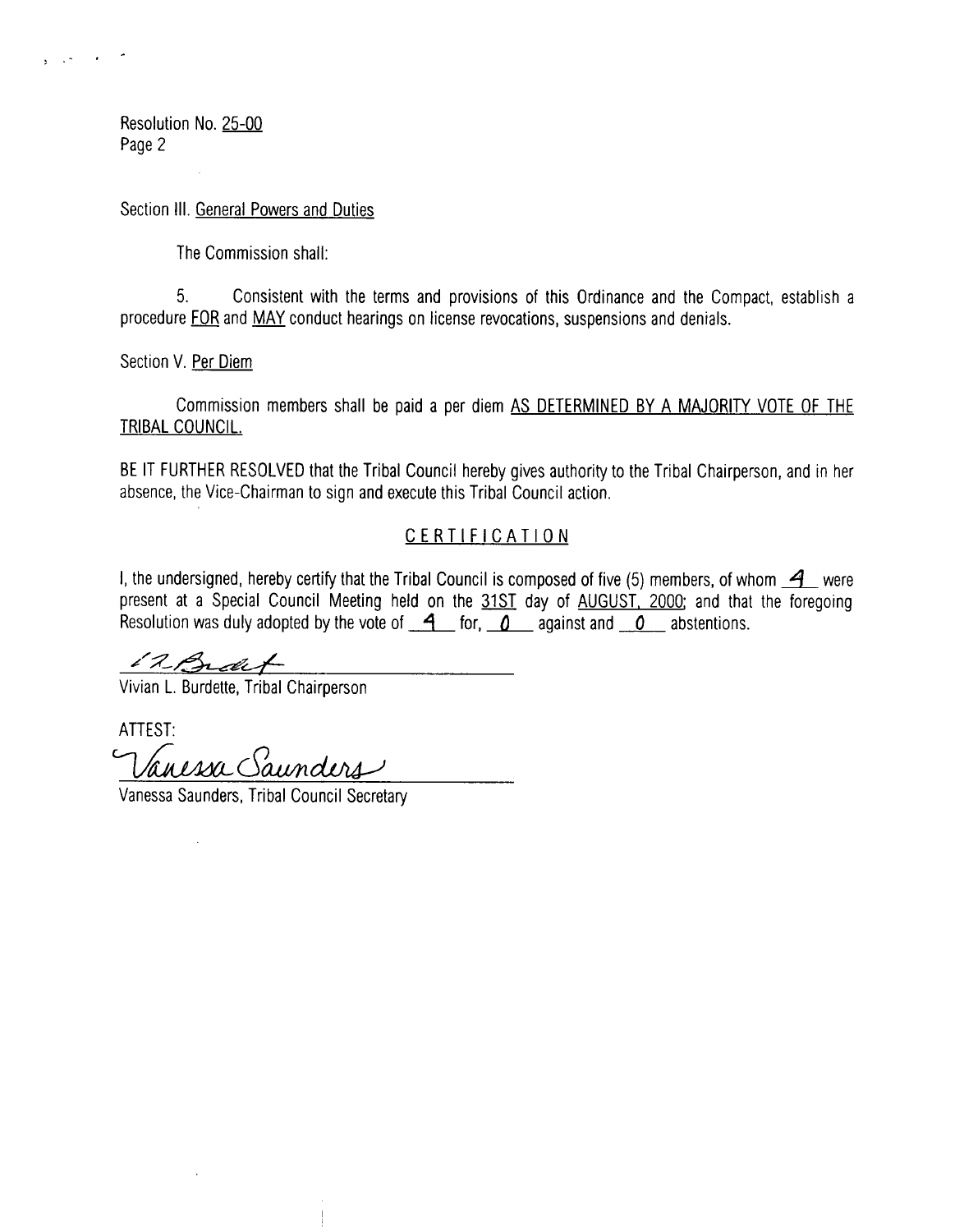Resolution No. 25-00
Page 2

Section III. General Powers and Duties

The Commission shall:

5. Consistent with the terms and provisions of this Ordinance and the Compact, establish a procedure FOR and MAY conduct hearings on license revocations, suspensions and denials.

Section V. Per Diem

Commission members shall be paid a per diem AS DETERMINED BY A MAJORITY VOTE OF THE TRIBAL COUNCIL.

BE IT FURTHER RESOLVED that the Tribal Council hereby gives authority to the Tribal Chairperson, and in her absence, the Vice-Chairman to sign and execute this Tribal Council action.

## CERTIFICATION

I, the undersigned, hereby certify that the Tribal Council is composed of five (5) members, of whom 4 were present at a Special Council Meeting held on the 31ST day of AUGUST, 2000; and that the foregoing Resolution was duly adopted by the vote of 4 for, 0 against and 0 abstentions.

Vivian L. Burdette, Tribal Chairperson

ATTEST:

Vanessa Saunders

Vanessa Saunders, Tribal Council Secretary